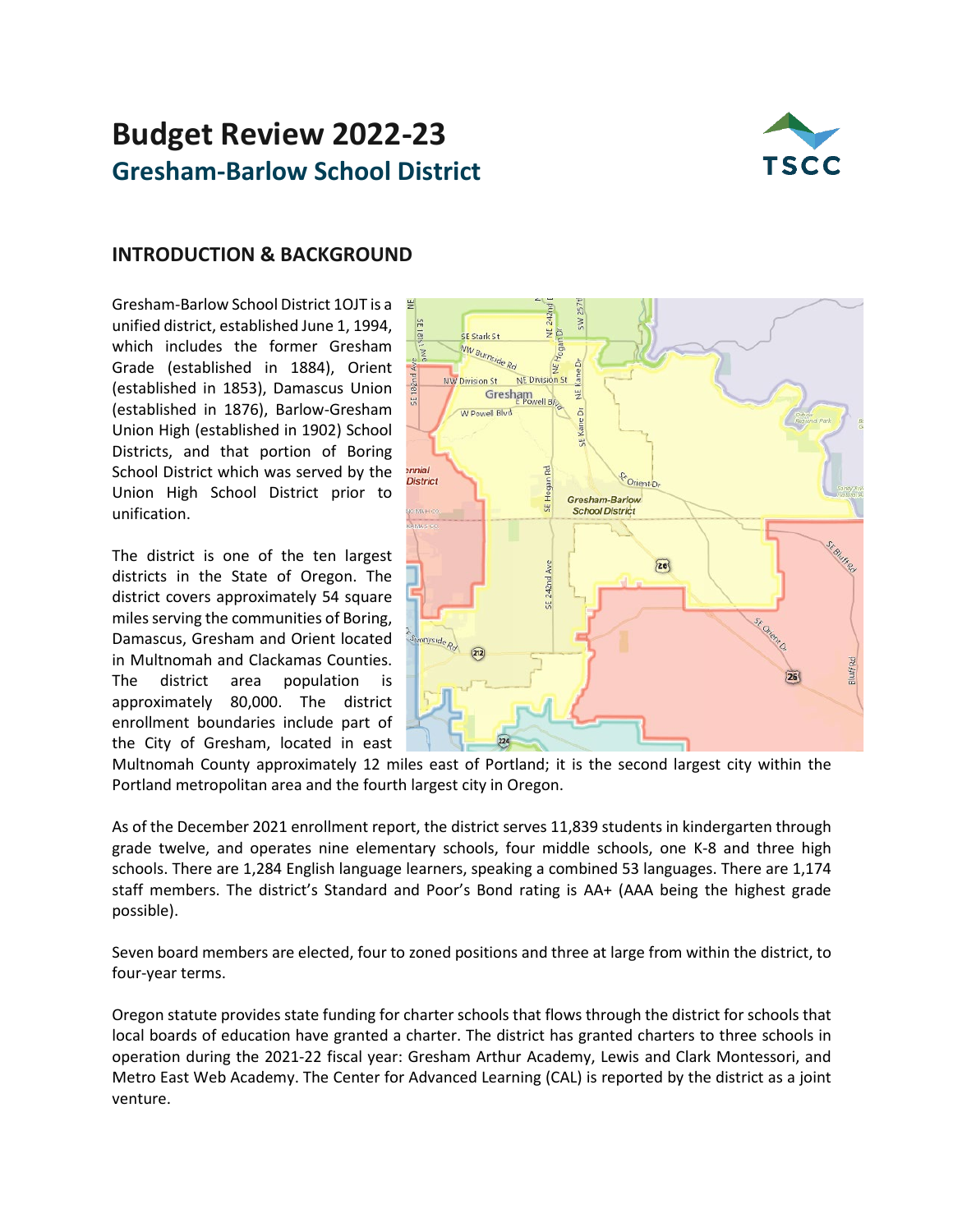# Budget Review 2022-23

## Gresham-Barlow School District

TSCC

## INTRODUCTION & BACKGROUND

Gresham-Barlow School District 10JT is a unified district, established June 1, 1994, which includes the former Gresham Grade (established in 1884), Orient (established in 1853), Damascus Union (established in 1876), Barlow-Gresham Union High (established in 1902) School Districts, and that portion of Boring School District which was served by the Union High School District prior to unification.

The district is one of the ten largest districts in the State of Oregon. The district covers approximately 54 square miles serving the communities of Boring, Damascus, Gresham and Orient located in Multnomah and Clackamas Counties. The district area population is approximately 80,000. The district enrollment boundaries include part of the City of Gresham, located in east Multnomah County approximately 12 miles east of Portland; it is the second largest city within the Portland metropolitan area and the fourth largest city in Oregon.

As of the December 2021 enrollment report, the district serves 11,839 students in kindergarten through grade twelve, and operates nine elementary schools, four middle schools, one K-8 and three high schools. There are 1,284 English language learners, speaking a combined 53 languages. There are 1,174 staff members. The district's Standard and Poor's Bond rating is AA+ (AAA being the highest grade possible).

Seven board members are elected, four to zoned positions and three at large from within the district, to four-year terms.

Oregon statute provides state funding for charter schools that flows through the district for schools that local boards of education have granted a charter. The district has granted charters to three schools in operation during the 2021-22 fiscal year: Gresham Arthur Academy, Lewis and Clark Montessori, and Metro East Web Academy. The Center for Advanced Learning (CAL) is reported by the district as a joint venture.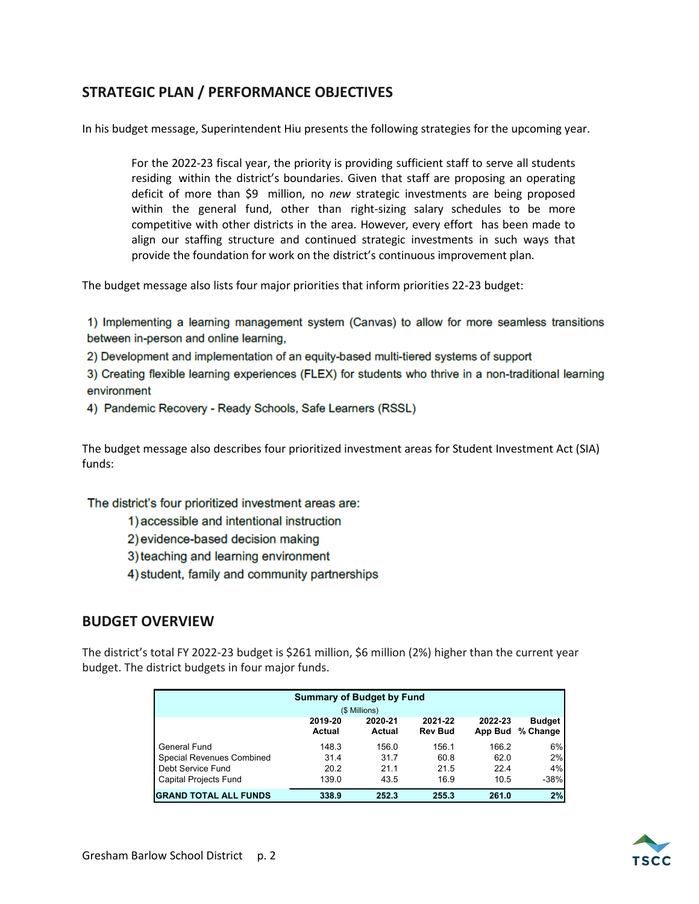## STRATEGIC PLAN / PERFORMANCE OBJECTIVES

In his budget message, Superintendent Hiu presents the following strategies for the upcoming year.

> For the 2022-23 fiscal year, the priority is providing sufficient staff to serve all students residing within the district's boundaries. Given that staff are proposing an operating deficit of more than $9 million, no *new* strategic investments are being proposed within the general fund, other than right-sizing salary schedules to be more competitive with other districts in the area. However, every effort has been made to align our staffing structure and continued strategic investments in such ways that provide the foundation for work on the district's continuous improvement plan.

The budget message also lists four major priorities that inform priorities 22-23 budget:

1) Implementing a learning management system (Canvas) to allow for more seamless transitions between in-person and online learning,
2) Development and implementation of an equity-based multi-tiered systems of support
3) Creating flexible learning experiences (FLEX) for students who thrive in a non-traditional learning environment
4) Pandemic Recovery - Ready Schools, Safe Learners (RSSL)

The budget message also describes four prioritized investment areas for Student Investment Act (SIA) funds:

The district's four prioritized investment areas are:

1) accessible and intentional instruction
2) evidence-based decision making
3) teaching and learning environment
4) student, family and community partnerships

## BUDGET OVERVIEW

The district's total FY 2022-23 budget is $261 million, $6 million (2%) higher than the current year budget. The district budgets in four major funds.

**Summary of Budget by Fund**
($ Millions)

| | 2019-20 Actual | 2020-21 Actual | 2021-22 Rev Bud | 2022-23 App Bud | Budget % Change |
|---|---|---|---|---|---|
| General Fund | 148.3 | 156.0 | 156.1 | 166.2 | 6% |
| Special Revenues Combined | 31.4 | 31.7 | 60.8 | 62.0 | 2% |
| Debt Service Fund | 20.2 | 21.1 | 21.5 | 22.4 | 4% |
| Capital Projects Fund | 139.0 | 43.5 | 16.9 | 10.5 | -38% |
| **GRAND TOTAL ALL FUNDS** | **338.9** | **252.3** | **255.3** | **261.0** | **2%** |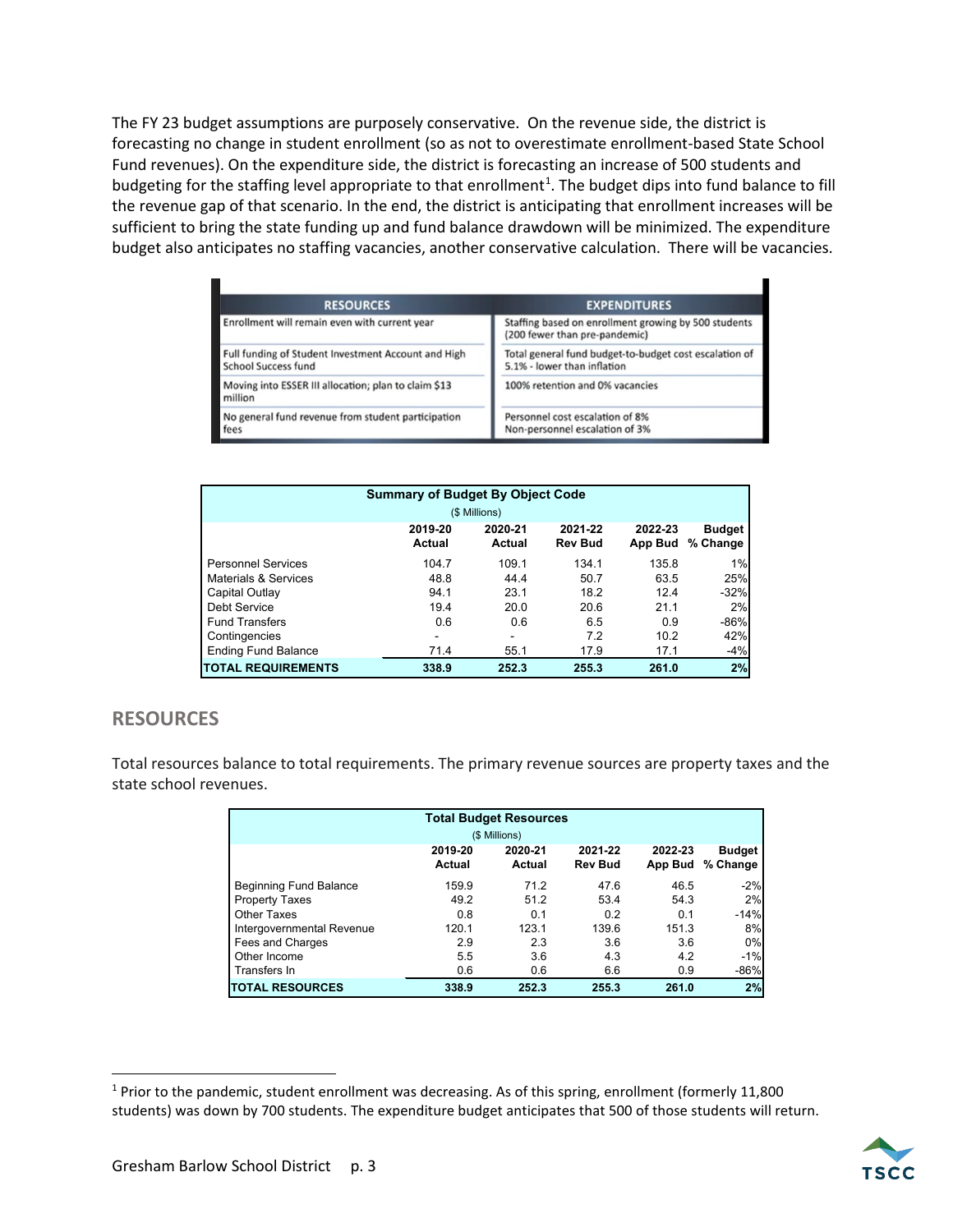The FY 23 budget assumptions are purposely conservative. On the revenue side, the district is forecasting no change in student enrollment (so as not to overestimate enrollment-based State School Fund revenues). On the expenditure side, the district is forecasting an increase of 500 students and budgeting for the staffing level appropriate to that enrollment[1]. The budget dips into fund balance to fill the revenue gap of that scenario. In the end, the district is anticipating that enrollment increases will be sufficient to bring the state funding up and fund balance drawdown will be minimized. The expenditure budget also anticipates no staffing vacancies, another conservative calculation. There will be vacancies.

| RESOURCES | EXPENDITURES |
|---|---|
| Enrollment will remain even with current year | Staffing based on enrollment growing by 500 students (200 fewer than pre-pandemic) |
| Full funding of Student Investment Account and High School Success fund | Total general fund budget-to-budget cost escalation of 5.1% - lower than inflation |
| Moving into ESSER III allocation; plan to claim $13 million | 100% retention and 0% vacancies |
| No general fund revenue from student participation fees | Personnel cost escalation of 8% Non-personnel escalation of 3% |

**Summary of Budget By Object Code**
($ Millions)

| | 2019-20 Actual | 2020-21 Actual | 2021-22 Rev Bud | 2022-23 App Bud | Budget % Change |
|---|---|---|---|---|---|
| Personnel Services | 104.7 | 109.1 | 134.1 | 135.8 | 1% |
| Materials & Services | 48.8 | 44.4 | 50.7 | 63.5 | 25% |
| Capital Outlay | 94.1 | 23.1 | 18.2 | 12.4 | -32% |
| Debt Service | 19.4 | 20.0 | 20.6 | 21.1 | 2% |
| Fund Transfers | 0.6 | 0.6 | 6.5 | 0.9 | -86% |
| Contingencies | - | - | 7.2 | 10.2 | 42% |
| Ending Fund Balance | 71.4 | 55.1 | 17.9 | 17.1 | -4% |
| **TOTAL REQUIREMENTS** | **338.9** | **252.3** | **255.3** | **261.0** | **2%** |

## RESOURCES

Total resources balance to total requirements. The primary revenue sources are property taxes and the state school revenues.

**Total Budget Resources**
($ Millions)

| | 2019-20 Actual | 2020-21 Actual | 2021-22 Rev Bud | 2022-23 App Bud | Budget % Change |
|---|---|---|---|---|---|
| Beginning Fund Balance | 159.9 | 71.2 | 47.6 | 46.5 | -2% |
| Property Taxes | 49.2 | 51.2 | 53.4 | 54.3 | 2% |
| Other Taxes | 0.8 | 0.1 | 0.2 | 0.1 | -14% |
| Intergovernmental Revenue | 120.1 | 123.1 | 139.6 | 151.3 | 8% |
| Fees and Charges | 2.9 | 2.3 | 3.6 | 3.6 | 0% |
| Other Income | 5.5 | 3.6 | 4.3 | 4.2 | -1% |
| Transfers In | 0.6 | 0.6 | 6.6 | 0.9 | -86% |
| **TOTAL RESOURCES** | **338.9** | **252.3** | **255.3** | **261.0** | **2%** |

[1] Prior to the pandemic, student enrollment was decreasing. As of this spring, enrollment (formerly 11,800 students) was down by 700 students. The expenditure budget anticipates that 500 of those students will return.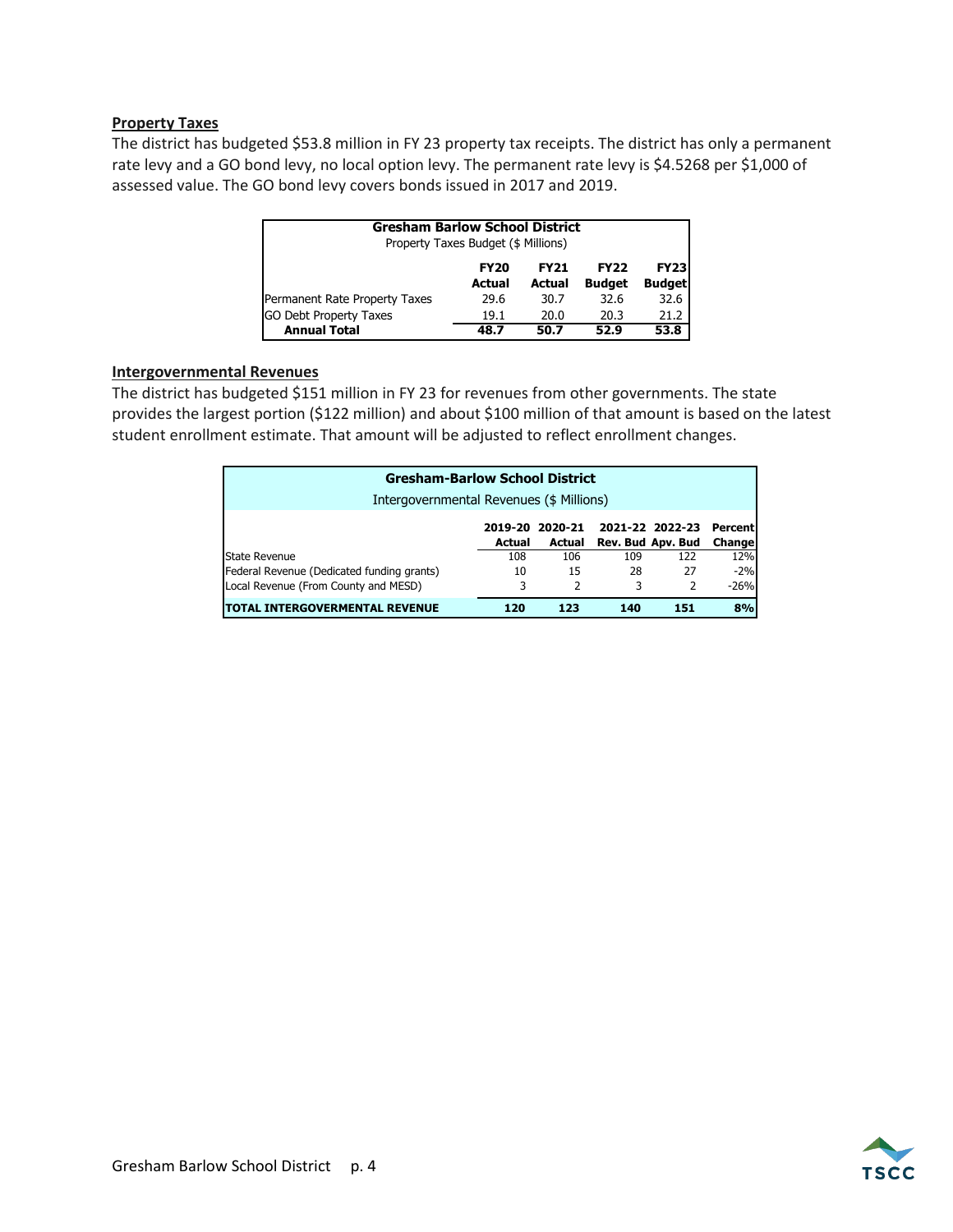## Property Taxes

The district has budgeted $53.8 million in FY 23 property tax receipts. The district has only a permanent rate levy and a GO bond levy, no local option levy. The permanent rate levy is $4.5268 per $1,000 of assessed value. The GO bond levy covers bonds issued in 2017 and 2019.

**Gresham Barlow School District**
Property Taxes Budget ($ Millions)

| | FY20 Actual | FY21 Actual | FY22 Budget | FY23 Budget |
|---|---|---|---|---|
| Permanent Rate Property Taxes | 29.6 | 30.7 | 32.6 | 32.6 |
| GO Debt Property Taxes | 19.1 | 20.0 | 20.3 | 21.2 |
| **Annual Total** | **48.7** | **50.7** | **52.9** | **53.8** |

## Intergovernmental Revenues

The district has budgeted $151 million in FY 23 for revenues from other governments. The state provides the largest portion ($122 million) and about $100 million of that amount is based on the latest student enrollment estimate. That amount will be adjusted to reflect enrollment changes.

**Gresham-Barlow School District**
Intergovernmental Revenues ($ Millions)

| | 2019-20 Actual | 2020-21 Actual | 2021-22 Rev. Bud | 2022-23 Apv. Bud | Percent Change |
|---|---|---|---|---|---|
| State Revenue | 108 | 106 | 109 | 122 | 12% |
| Federal Revenue (Dedicated funding grants) | 10 | 15 | 28 | 27 | -2% |
| Local Revenue (From County and MESD) | 3 | 2 | 3 | 2 | -26% |
| **TOTAL INTERGOVERMENTAL REVENUE** | **120** | **123** | **140** | **151** | **8%** |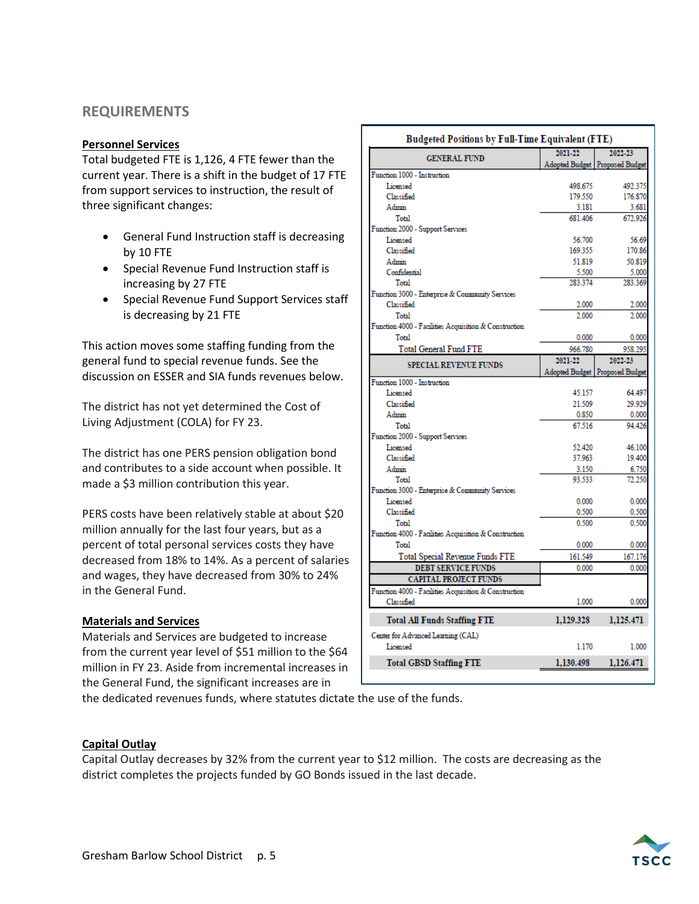## REQUIREMENTS

**Personnel Services**

Total budgeted FTE is 1,126, 4 FTE fewer than the current year. There is a shift in the budget of 17 FTE from support services to instruction, the result of three significant changes:

- General Fund Instruction staff is decreasing by 10 FTE
- Special Revenue Fund Instruction staff is increasing by 27 FTE
- Special Revenue Fund Support Services staff is decreasing by 21 FTE

This action moves some staffing funding from the general fund to special revenue funds. See the discussion on ESSER and SIA funds revenues below.

The district has not yet determined the Cost of Living Adjustment (COLA) for FY 23.

The district has one PERS pension obligation bond and contributes to a side account when possible. It made a $3 million contribution this year.

PERS costs have been relatively stable at about $20 million annually for the last four years, but as a percent of total personal services costs they have decreased from 18% to 14%. As a percent of salaries and wages, they have decreased from 30% to 24% in the General Fund.

**Budgeted Positions by Full-Time Equivalent (FTE)**

| GENERAL FUND | 2021-22 Adopted Budget | 2022-23 Proposed Budget |
|---|---|---|
| Function 1000 - Instruction | | |
| Licensed | 498.675 | 492.375 |
| Classified | 179.550 | 176.870 |
| Admin | 3.181 | 3.681 |
| Total | 681.406 | 672.926 |
| Function 2000 - Support Services | | |
| Licensed | 56.700 | 56.69 |
| Classified | 169.355 | 170.86 |
| Admin | 51.819 | 50.819 |
| Confidential | 5.500 | 5.000 |
| Total | 283.374 | 283.369 |
| Function 3000 - Enterprise & Community Services | | |
| Classified | 2.000 | 2.000 |
| Total | 2.000 | 2.000 |
| Function 4000 - Facilities Acquisition & Construction | | |
| Total | 0.000 | 0.000 |
| Total General Fund FTE | 966.780 | 958.295 |
| **SPECIAL REVENUE FUNDS** | **2021-22 Adopted Budget** | **2022-23 Proposed Budget** |
| Function 1000 - Instruction | | |
| Licensed | 45.157 | 64.497 |
| Classified | 21.509 | 29.929 |
| Admin | 0.850 | 0.000 |
| Total | 67.516 | 94.426 |
| Function 2000 - Support Services | | |
| Licensed | 52.420 | 46.100 |
| Classified | 37.963 | 19.400 |
| Admin | 3.150 | 6.750 |
| Total | 93.533 | 72.250 |
| Function 3000 - Enterprise & Community Services | | |
| Licensed | 0.000 | 0.000 |
| Classified | 0.500 | 0.500 |
| Total | 0.500 | 0.500 |
| Function 4000 - Facilities Acquisition & Construction | | |
| Total | 0.000 | 0.000 |
| Total Special Revenue Funds FTE | 161.549 | 167.176 |
| **DEBT SERVICE FUNDS** | 0.000 | 0.000 |
| **CAPITAL PROJECT FUNDS** | | |
| Function 4000 - Facilities Acquisition & Construction | | |
| Classified | 1.000 | 0.000 |
| **Total All Funds Staffing FTE** | **1,129.328** | **1,125.471** |
| Center for Advanced Learning (CAL) | | |
| Licensed | 1.170 | 1.000 |
| **Total GBSD Staffing FTE** | **1,130.498** | **1,126.471** |

**Materials and Services**

Materials and Services are budgeted to increase from the current year level of $51 million to the $64 million in FY 23. Aside from incremental increases in the General Fund, the significant increases are in the dedicated revenues funds, where statutes dictate the use of the funds.

**Capital Outlay**

Capital Outlay decreases by 32% from the current year to $12 million. The costs are decreasing as the district completes the projects funded by GO Bonds issued in the last decade.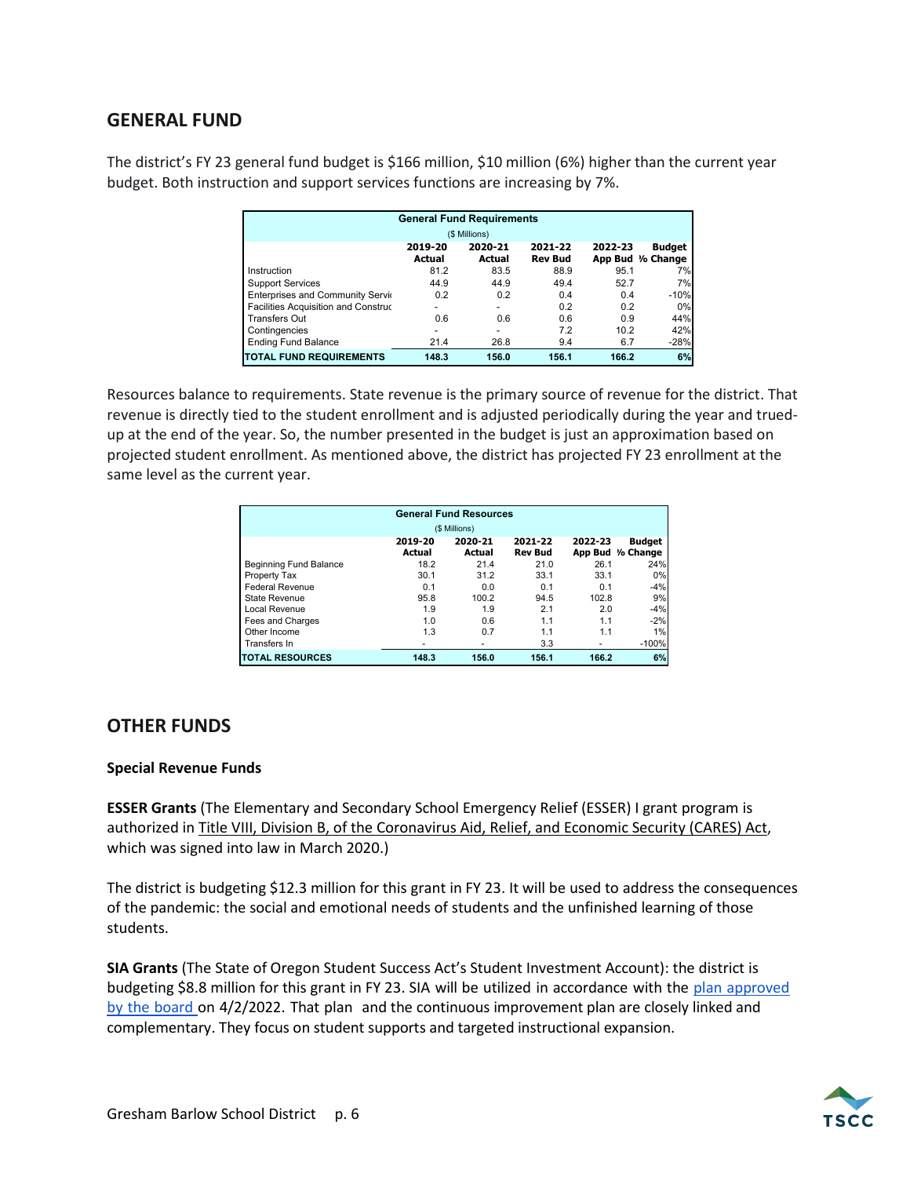## GENERAL FUND

The district's FY 23 general fund budget is $166 million, $10 million (6%) higher than the current year budget. Both instruction and support services functions are increasing by 7%.

| General Fund Requirements ($ Millions) | 2019-20 Actual | 2020-21 Actual | 2021-22 Rev Bud | 2022-23 App Bud | Budget % Change |
|---|---|---|---|---|---|
| Instruction | 81.2 | 83.5 | 88.9 | 95.1 | 7% |
| Support Services | 44.9 | 44.9 | 49.4 | 52.7 | 7% |
| Enterprises and Community Servic | 0.2 | 0.2 | 0.4 | 0.4 | -10% |
| Facilities Acquisition and Construc | - | - | 0.2 | 0.2 | 0% |
| Transfers Out | 0.6 | 0.6 | 0.6 | 0.9 | 44% |
| Contingencies | - | - | 7.2 | 10.2 | 42% |
| Ending Fund Balance | 21.4 | 26.8 | 9.4 | 6.7 | -28% |
| **TOTAL FUND REQUIREMENTS** | **148.3** | **156.0** | **156.1** | **166.2** | **6%** |

Resources balance to requirements. State revenue is the primary source of revenue for the district. That revenue is directly tied to the student enrollment and is adjusted periodically during the year and trued-up at the end of the year. So, the number presented in the budget is just an approximation based on projected student enrollment. As mentioned above, the district has projected FY 23 enrollment at the same level as the current year.

| General Fund Resources ($ Millions) | 2019-20 Actual | 2020-21 Actual | 2021-22 Rev Bud | 2022-23 App Bud | Budget % Change |
|---|---|---|---|---|---|
| Beginning Fund Balance | 18.2 | 21.4 | 21.0 | 26.1 | 24% |
| Property Tax | 30.1 | 31.2 | 33.1 | 33.1 | 0% |
| Federal Revenue | 0.1 | 0.0 | 0.1 | 0.1 | -4% |
| State Revenue | 95.8 | 100.2 | 94.5 | 102.8 | 9% |
| Local Revenue | 1.9 | 1.9 | 2.1 | 2.0 | -4% |
| Fees and Charges | 1.0 | 0.6 | 1.1 | 1.1 | -2% |
| Other Income | 1.3 | 0.7 | 1.1 | 1.1 | 1% |
| Transfers In | - | - | 3.3 | - | -100% |
| **TOTAL RESOURCES** | **148.3** | **156.0** | **156.1** | **166.2** | **6%** |

## OTHER FUNDS

### Special Revenue Funds

**ESSER Grants** (The Elementary and Secondary School Emergency Relief (ESSER) I grant program is authorized in Title VIII, Division B, of the Coronavirus Aid, Relief, and Economic Security (CARES) Act, which was signed into law in March 2020.)

The district is budgeting $12.3 million for this grant in FY 23. It will be used to address the consequences of the pandemic: the social and emotional needs of students and the unfinished learning of those students.

**SIA Grants** (The State of Oregon Student Success Act's Student Investment Account): the district is budgeting $8.8 million for this grant in FY 23. SIA will be utilized in accordance with the plan approved by the board on 4/2/2022. That plan and the continuous improvement plan are closely linked and complementary. They focus on student supports and targeted instructional expansion.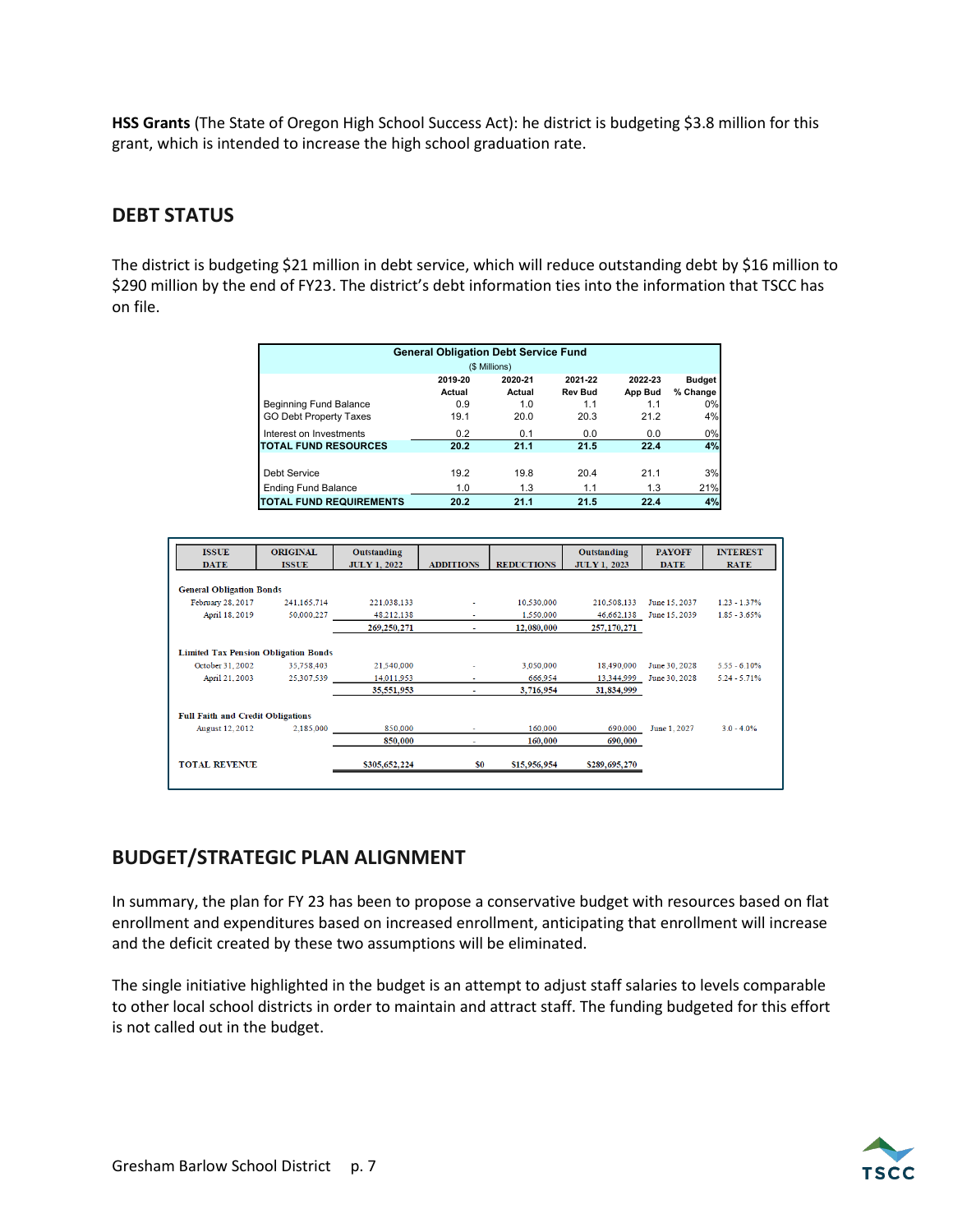**HSS Grants** (The State of Oregon High School Success Act): he district is budgeting $3.8 million for this grant, which is intended to increase the high school graduation rate.

## DEBT STATUS

The district is budgeting $21 million in debt service, which will reduce outstanding debt by $16 million to $290 million by the end of FY23. The district's debt information ties into the information that TSCC has on file.

| General Obligation Debt Service Fund ($ Millions) | 2019-20 Actual | 2020-21 Actual | 2021-22 Rev Bud | 2022-23 App Bud | Budget % Change |
|---|---|---|---|---|---|
| Beginning Fund Balance | 0.9 | 1.0 | 1.1 | 1.1 | 0% |
| GO Debt Property Taxes | 19.1 | 20.0 | 20.3 | 21.2 | 4% |
| Interest on Investments | 0.2 | 0.1 | 0.0 | 0.0 | 0% |
| **TOTAL FUND RESOURCES** | **20.2** | **21.1** | **21.5** | **22.4** | **4%** |
| Debt Service | 19.2 | 19.8 | 20.4 | 21.1 | 3% |
| Ending Fund Balance | 1.0 | 1.3 | 1.1 | 1.3 | 21% |
| **TOTAL FUND REQUIREMENTS** | **20.2** | **21.1** | **21.5** | **22.4** | **4%** |

| ISSUE DATE | ORIGINAL ISSUE | Outstanding JULY 1, 2022 | ADDITIONS | REDUCTIONS | Outstanding JULY 1, 2023 | PAYOFF DATE | INTEREST RATE |
|---|---|---|---|---|---|---|---|
| **General Obligation Bonds** | | | | | | | |
| February 28, 2017 | 241,165,714 | 221,038,133 | - | 10,530,000 | 210,508,133 | June 15, 2037 | 1.23 - 1.37% |
| April 18, 2019 | 50,000,227 | 48,212,138 | - | 1,550,000 | 46,662,138 | June 15, 2039 | 1.85 - 3.65% |
| | | 269,250,271 | - | 12,080,000 | 257,170,271 | | |
| **Limited Tax Pension Obligation Bonds** | | | | | | | |
| October 31, 2002 | 35,758,403 | 21,540,000 | - | 3,050,000 | 18,490,000 | June 30, 2028 | 5.55 - 6.10% |
| April 21, 2003 | 25,307,539 | 14,011,953 | - | 666,954 | 13,344,999 | June 30, 2028 | 5.24 - 5.71% |
| | | 35,551,953 | - | 3,716,954 | 31,834,999 | | |
| **Full Faith and Credit Obligations** | | | | | | | |
| August 12, 2012 | 2,185,000 | 850,000 | - | 160,000 | 690,000 | June 1, 2027 | 3.0 - 4.0% |
| | | 850,000 | - | 160,000 | 690,000 | | |
| **TOTAL REVENUE** | | $305,652,224 | $0 | $15,956,954 | $289,695,270 | | |

## BUDGET/STRATEGIC PLAN ALIGNMENT

In summary, the plan for FY 23 has been to propose a conservative budget with resources based on flat enrollment and expenditures based on increased enrollment, anticipating that enrollment will increase and the deficit created by these two assumptions will be eliminated.

The single initiative highlighted in the budget is an attempt to adjust staff salaries to levels comparable to other local school districts in order to maintain and attract staff. The funding budgeted for this effort is not called out in the budget.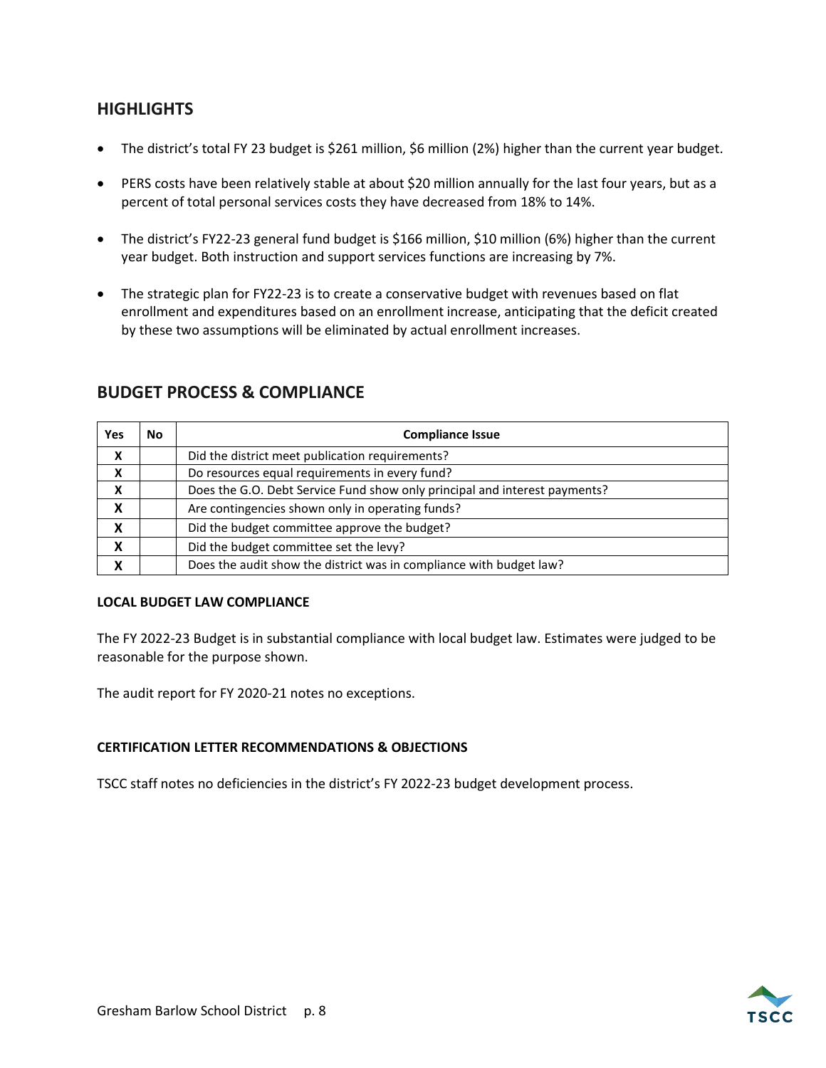## HIGHLIGHTS

- The district's total FY 23 budget is $261 million, $6 million (2%) higher than the current year budget.
- PERS costs have been relatively stable at about $20 million annually for the last four years, but as a percent of total personal services costs they have decreased from 18% to 14%.
- The district's FY22-23 general fund budget is $166 million, $10 million (6%) higher than the current year budget. Both instruction and support services functions are increasing by 7%.
- The strategic plan for FY22-23 is to create a conservative budget with revenues based on flat enrollment and expenditures based on an enrollment increase, anticipating that the deficit created by these two assumptions will be eliminated by actual enrollment increases.

## BUDGET PROCESS & COMPLIANCE

| Yes | No | Compliance Issue |
|---|---|---|
| X | | Did the district meet publication requirements? |
| X | | Do resources equal requirements in every fund? |
| X | | Does the G.O. Debt Service Fund show only principal and interest payments? |
| X | | Are contingencies shown only in operating funds? |
| X | | Did the budget committee approve the budget? |
| X | | Did the budget committee set the levy? |
| X | | Does the audit show the district was in compliance with budget law? |

**LOCAL BUDGET LAW COMPLIANCE**

The FY 2022-23 Budget is in substantial compliance with local budget law. Estimates were judged to be reasonable for the purpose shown.

The audit report for FY 2020-21 notes no exceptions.

**CERTIFICATION LETTER RECOMMENDATIONS & OBJECTIONS**

TSCC staff notes no deficiencies in the district's FY 2022-23 budget development process.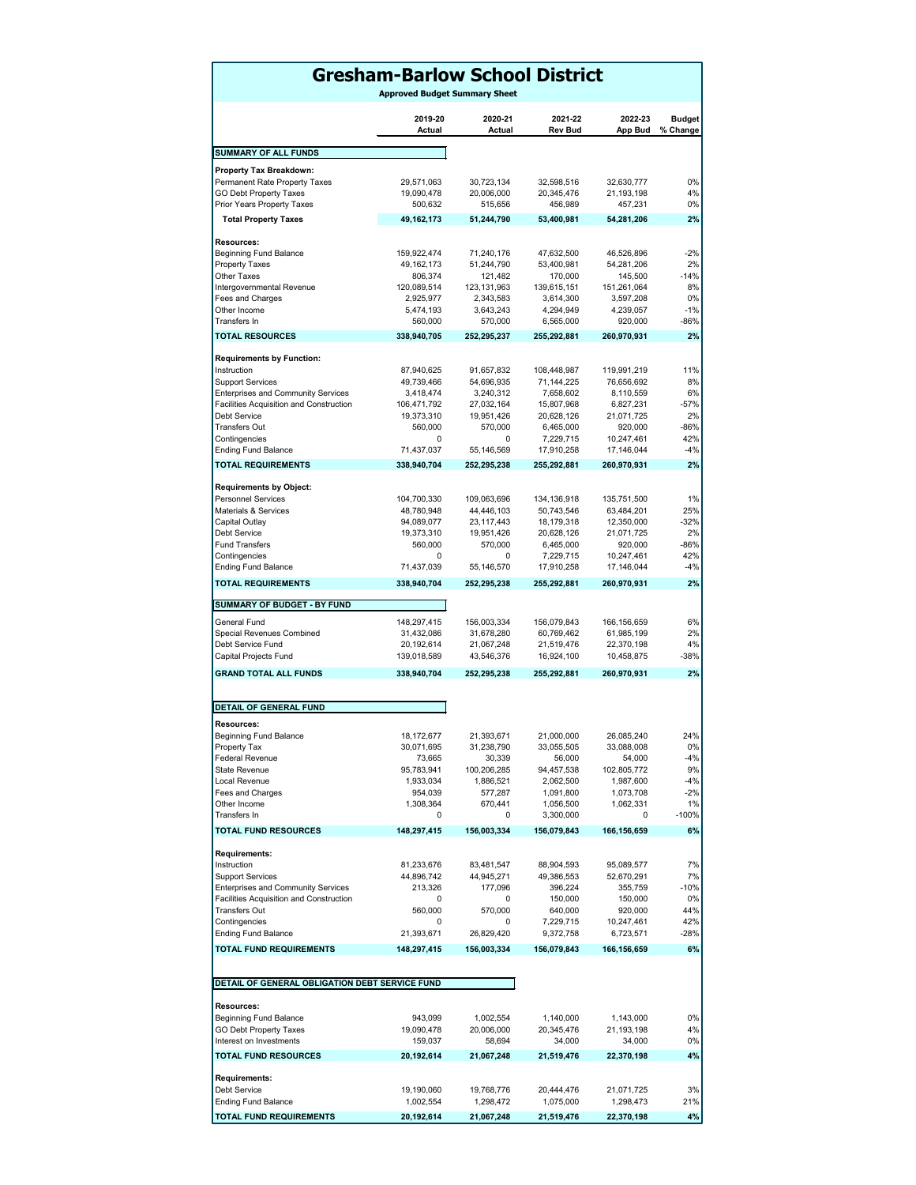# Gresham-Barlow School District

**Approved Budget Summary Sheet**

| | 2019-20 Actual | 2020-21 Actual | 2021-22 Rev Bud | 2022-23 App Bud | Budget % Change |
|---|---|---|---|---|---|
| **SUMMARY OF ALL FUNDS** | | | | | |
| **Property Tax Breakdown:** | | | | | |
| Permanent Rate Property Taxes | 29,571,063 | 30,723,134 | 32,598,516 | 32,630,777 | 0% |
| GO Debt Property Taxes | 19,090,478 | 20,006,000 | 20,345,476 | 21,193,198 | 4% |
| Prior Years Property Taxes | 500,632 | 515,656 | 456,989 | 457,231 | 0% |
| **Total Property Taxes** | **49,162,173** | **51,244,790** | **53,400,981** | **54,281,206** | **2%** |
| **Resources:** | | | | | |
| Beginning Fund Balance | 159,922,474 | 71,240,176 | 47,632,500 | 46,526,896 | -2% |
| Property Taxes | 49,162,173 | 51,244,790 | 53,400,981 | 54,281,206 | 2% |
| Other Taxes | 806,374 | 121,482 | 170,000 | 145,500 | -14% |
| Intergovernmental Revenue | 120,089,514 | 123,131,963 | 139,615,151 | 151,261,064 | 8% |
| Fees and Charges | 2,925,977 | 2,343,583 | 3,614,300 | 3,597,208 | 0% |
| Other Income | 5,474,193 | 3,643,243 | 4,294,949 | 4,239,057 | -1% |
| Transfers In | 560,000 | 570,000 | 6,565,000 | 920,000 | -86% |
| **TOTAL RESOURCES** | **338,940,705** | **252,295,237** | **255,292,881** | **260,970,931** | **2%** |
| **Requirements by Function:** | | | | | |
| Instruction | 87,940,625 | 91,657,832 | 108,448,987 | 119,991,219 | 11% |
| Support Services | 49,739,466 | 54,696,935 | 71,144,225 | 76,656,692 | 8% |
| Enterprises and Community Services | 3,418,474 | 3,240,312 | 7,658,602 | 8,110,559 | 6% |
| Facilities Acquisition and Construction | 106,471,792 | 27,032,164 | 15,807,968 | 6,827,231 | -57% |
| Debt Service | 19,373,310 | 19,951,426 | 20,628,126 | 21,071,725 | 2% |
| Transfers Out | 560,000 | 570,000 | 6,465,000 | 920,000 | -86% |
| Contingencies | 0 | 0 | 7,229,715 | 10,247,461 | 42% |
| Ending Fund Balance | 71,437,037 | 55,146,569 | 17,910,258 | 17,146,044 | -4% |
| **TOTAL REQUIREMENTS** | **338,940,704** | **252,295,238** | **255,292,881** | **260,970,931** | **2%** |
| **Requirements by Object:** | | | | | |
| Personnel Services | 104,700,330 | 109,063,696 | 134,136,918 | 135,751,500 | 1% |
| Materials & Services | 48,780,948 | 44,446,103 | 50,743,546 | 63,484,201 | 25% |
| Capital Outlay | 94,089,077 | 23,117,443 | 18,179,318 | 12,350,000 | -32% |
| Debt Service | 19,373,310 | 19,951,426 | 20,628,126 | 21,071,725 | 2% |
| Fund Transfers | 560,000 | 570,000 | 6,465,000 | 920,000 | -86% |
| Contingencies | 0 | 0 | 7,229,715 | 10,247,461 | 42% |
| Ending Fund Balance | 71,437,039 | 55,146,570 | 17,910,258 | 17,146,044 | -4% |
| **TOTAL REQUIREMENTS** | **338,940,704** | **252,295,238** | **255,292,881** | **260,970,931** | **2%** |
| **SUMMARY OF BUDGET - BY FUND** | | | | | |
| General Fund | 148,297,415 | 156,003,334 | 156,079,843 | 166,156,659 | 6% |
| Special Revenues Combined | 31,432,086 | 31,678,280 | 60,769,462 | 61,985,199 | 2% |
| Debt Service Fund | 20,192,614 | 21,067,248 | 21,519,476 | 22,370,198 | 4% |
| Capital Projects Fund | 139,018,589 | 43,546,376 | 16,924,100 | 10,458,875 | -38% |
| **GRAND TOTAL ALL FUNDS** | **338,940,704** | **252,295,238** | **255,292,881** | **260,970,931** | **2%** |
| **DETAIL OF GENERAL FUND** | | | | | |
| **Resources:** | | | | | |
| Beginning Fund Balance | 18,172,677 | 21,393,671 | 21,000,000 | 26,085,240 | 24% |
| Property Tax | 30,071,695 | 31,238,790 | 33,055,505 | 33,088,008 | 0% |
| Federal Revenue | 73,665 | 30,339 | 56,000 | 54,000 | -4% |
| State Revenue | 95,783,941 | 100,206,285 | 94,457,538 | 102,805,772 | 9% |
| Local Revenue | 1,933,034 | 1,886,521 | 2,062,500 | 1,987,600 | -4% |
| Fees and Charges | 954,039 | 577,287 | 1,091,800 | 1,073,708 | -2% |
| Other Income | 1,308,364 | 670,441 | 1,056,500 | 1,062,331 | 1% |
| Transfers In | 0 | 0 | 3,300,000 | 0 | -100% |
| **TOTAL FUND RESOURCES** | **148,297,415** | **156,003,334** | **156,079,843** | **166,156,659** | **6%** |
| **Requirements:** | | | | | |
| Instruction | 81,233,676 | 83,481,547 | 88,904,593 | 95,089,577 | 7% |
| Support Services | 44,896,742 | 44,945,271 | 49,386,553 | 52,670,291 | 7% |
| Enterprises and Community Services | 213,326 | 177,096 | 396,224 | 355,759 | -10% |
| Facilities Acquisition and Construction | 0 | 0 | 150,000 | 150,000 | 0% |
| Transfers Out | 560,000 | 570,000 | 640,000 | 920,000 | 44% |
| Contingencies | 0 | 0 | 7,229,715 | 10,247,461 | 42% |
| Ending Fund Balance | 21,393,671 | 26,829,420 | 9,372,758 | 6,723,571 | -28% |
| **TOTAL FUND REQUIREMENTS** | **148,297,415** | **156,003,334** | **156,079,843** | **166,156,659** | **6%** |
| **DETAIL OF GENERAL OBLIGATION DEBT SERVICE FUND** | | | | | |
| **Resources:** | | | | | |
| Beginning Fund Balance | 943,099 | 1,002,554 | 1,140,000 | 1,143,000 | 0% |
| GO Debt Property Taxes | 19,090,478 | 20,006,000 | 20,345,476 | 21,193,198 | 4% |
| Interest on Investments | 159,037 | 58,694 | 34,000 | 34,000 | 0% |
| **TOTAL FUND RESOURCES** | **20,192,614** | **21,067,248** | **21,519,476** | **22,370,198** | **4%** |
| **Requirements:** | | | | | |
| Debt Service | 19,190,060 | 19,768,776 | 20,444,476 | 21,071,725 | 3% |
| Ending Fund Balance | 1,002,554 | 1,298,472 | 1,075,000 | 1,298,473 | 21% |
| **TOTAL FUND REQUIREMENTS** | **20,192,614** | **21,067,248** | **21,519,476** | **22,370,198** | **4%** |